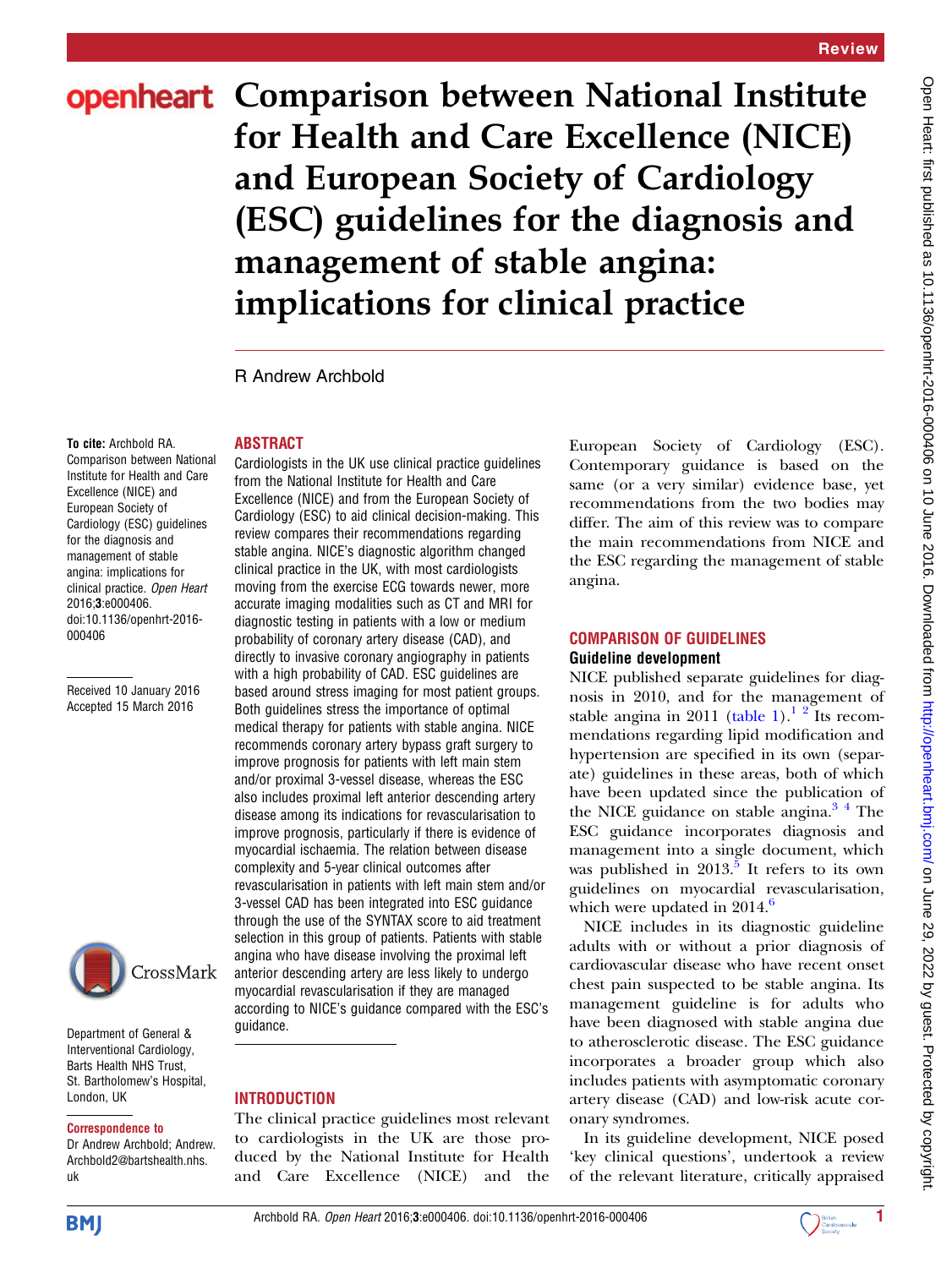# Comparison between National Institute for Health and Care Excellence (NICE) and European Society of Cardiology (ESC) guidelines for the diagnosis and management of stable angina: implications for clinical practice

R Andrew Archbold

**To cite:** Archbold RA. Comparison between National Institute for Health and Care Excellence (NICE) and European Society of Cardiology (ESC) guidelines for the diagnosis and management of stable angina: implications for clinical practice. *Open Heart* 2016;**3**:e000406. doi:10.1136/openhrt-2016-000406

Received 10 January 2016
Accepted 15 March 2016

Department of General & Interventional Cardiology, Barts Health NHS Trust, St. Bartholomew's Hospital, London, UK

**Correspondence to**
Dr Andrew Archbold; Andrew.Archbold2@bartshealth.nhs.uk

## ABSTRACT

Cardiologists in the UK use clinical practice guidelines from the National Institute for Health and Care Excellence (NICE) and from the European Society of Cardiology (ESC) to aid clinical decision-making. This review compares their recommendations regarding stable angina. NICE's diagnostic algorithm changed clinical practice in the UK, with most cardiologists moving from the exercise ECG towards newer, more accurate imaging modalities such as CT and MRI for diagnostic testing in patients with a low or medium probability of coronary artery disease (CAD), and directly to invasive coronary angiography in patients with a high probability of CAD. ESC guidelines are based around stress imaging for most patient groups. Both guidelines stress the importance of optimal medical therapy for patients with stable angina. NICE recommends coronary artery bypass graft surgery to improve prognosis for patients with left main stem and/or proximal 3-vessel disease, whereas the ESC also includes proximal left anterior descending artery disease among its indications for revascularisation to improve prognosis, particularly if there is evidence of myocardial ischaemia. The relation between disease complexity and 5-year clinical outcomes after revascularisation in patients with left main stem and/or 3-vessel CAD has been integrated into ESC guidance through the use of the SYNTAX score to aid treatment selection in this group of patients. Patients with stable angina who have disease involving the proximal left anterior descending artery are less likely to undergo myocardial revascularisation if they are managed according to NICE's guidance compared with the ESC's guidance.

## INTRODUCTION

The clinical practice guidelines most relevant to cardiologists in the UK are those produced by the National Institute for Health and Care Excellence (NICE) and the European Society of Cardiology (ESC). Contemporary guidance is based on the same (or a very similar) evidence base, yet recommendations from the two bodies may differ. The aim of this review was to compare the main recommendations from NICE and the ESC regarding the management of stable angina.

## COMPARISON OF GUIDELINES

### Guideline development

NICE published separate guidelines for diagnosis in 2010, and for the management of stable angina in 2011 (table 1).[1 2] Its recommendations regarding lipid modification and hypertension are specified in its own (separate) guidelines in these areas, both of which have been updated since the publication of the NICE guidance on stable angina.[3 4] The ESC guidance incorporates diagnosis and management into a single document, which was published in 2013.[5] It refers to its own guidelines on myocardial revascularisation, which were updated in 2014.[6]

NICE includes in its diagnostic guideline adults with or without a prior diagnosis of cardiovascular disease who have recent onset chest pain suspected to be stable angina. Its management guideline is for adults who have been diagnosed with stable angina due to atherosclerotic disease. The ESC guidance incorporates a broader group which also includes patients with asymptomatic coronary artery disease (CAD) and low-risk acute coronary syndromes.

In its guideline development, NICE posed 'key clinical questions', undertook a review of the relevant literature, critically appraised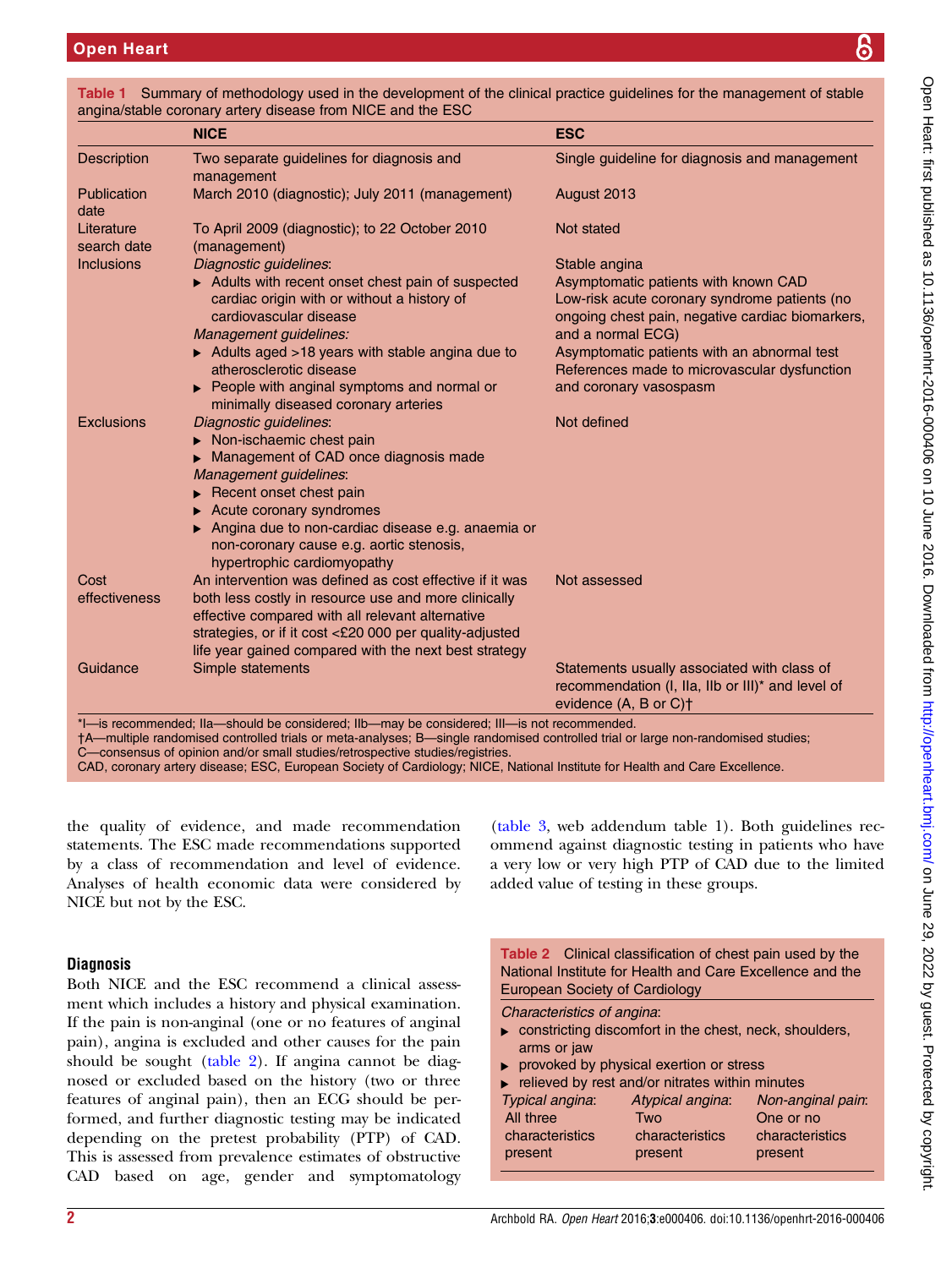**Table 1** Summary of methodology used in the development of the clinical practice guidelines for the management of stable angina/stable coronary artery disease from NICE and the ESC

| | NICE | ESC |
|---|---|---|
| Description | Two separate guidelines for diagnosis and management | Single guideline for diagnosis and management |
| Publication date | March 2010 (diagnostic); July 2011 (management) | August 2013 |
| Literature search date | To April 2009 (diagnostic); to 22 October 2010 (management) | Not stated |
| Inclusions | *Diagnostic guidelines*: ▶ Adults with recent onset chest pain of suspected cardiac origin with or without a history of cardiovascular disease *Management guidelines:* ▶ Adults aged >18 years with stable angina due to atherosclerotic disease ▶ People with anginal symptoms and normal or minimally diseased coronary arteries | Stable angina Asymptomatic patients with known CAD Low-risk acute coronary syndrome patients (no ongoing chest pain, negative cardiac biomarkers, and a normal ECG) Asymptomatic patients with an abnormal test References made to microvascular dysfunction and coronary vasospasm |
| Exclusions | *Diagnostic guidelines*: ▶ Non-ischaemic chest pain ▶ Management of CAD once diagnosis made *Management guidelines*: ▶ Recent onset chest pain ▶ Acute coronary syndromes ▶ Angina due to non-cardiac disease e.g. anaemia or non-coronary cause e.g. aortic stenosis, hypertrophic cardiomyopathy | Not defined |
| Cost effectiveness | An intervention was defined as cost effective if it was both less costly in resource use and more clinically effective compared with all relevant alternative strategies, or if it cost <£20 000 per quality-adjusted life year gained compared with the next best strategy | Not assessed |
| Guidance | Simple statements | Statements usually associated with class of recommendation (I, IIa, IIb or III)* and level of evidence (A, B or C)† |

*I—is recommended; IIa—should be considered; IIb—may be considered; III—is not recommended.
†A—multiple randomised controlled trials or meta-analyses; B—single randomised controlled trial or large non-randomised studies; C—consensus of opinion and/or small studies/retrospective studies/registries.
CAD, coronary artery disease; ESC, European Society of Cardiology; NICE, National Institute for Health and Care Excellence.

the quality of evidence, and made recommendation statements. The ESC made recommendations supported by a class of recommendation and level of evidence. Analyses of health economic data were considered by NICE but not by the ESC.

## Diagnosis

Both NICE and the ESC recommend a clinical assessment which includes a history and physical examination. If the pain is non-anginal (one or no features of anginal pain), angina is excluded and other causes for the pain should be sought (table 2). If angina cannot be diagnosed or excluded based on the history (two or three features of anginal pain), then an ECG should be performed, and further diagnostic testing may be indicated depending on the pretest probability (PTP) of CAD. This is assessed from prevalence estimates of obstructive CAD based on age, gender and symptomatology (table 3, web addendum table 1). Both guidelines recommend against diagnostic testing in patients who have a very low or very high PTP of CAD due to the limited added value of testing in these groups.

**Table 2** Clinical classification of chest pain used by the National Institute for Health and Care Excellence and the European Society of Cardiology

*Characteristics of angina*:

- constricting discomfort in the chest, neck, shoulders, arms or jaw
- provoked by physical exertion or stress
- relieved by rest and/or nitrates within minutes

| *Typical angina*: | *Atypical angina*: | *Non-anginal pain*: |
|---|---|---|
| All three characteristics present | Two characteristics present | One or no characteristics present |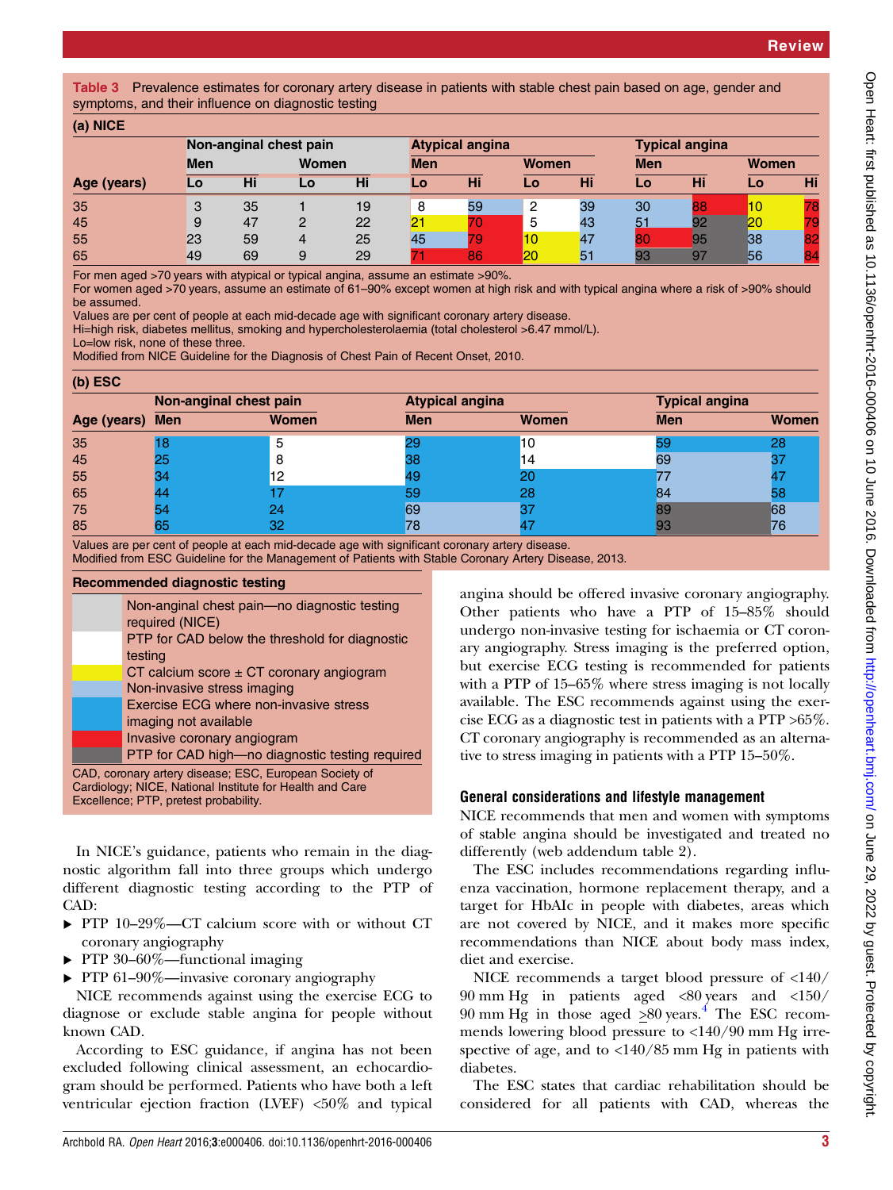**Table 3** Prevalence estimates for coronary artery disease in patients with stable chest pain based on age, gender and symptoms, and their influence on diagnostic testing

**(a) NICE**

| Age (years) | Non-anginal chest pain | | | | Atypical angina | | | | Typical angina | | | |
|---|---|---|---|---|---|---|---|---|---|---|---|---|
| | Men | | Women | | Men | | Women | | Men | | Women | |
| | Lo | Hi | Lo | Hi | Lo | Hi | Lo | Hi | Lo | Hi | Lo | Hi |
| 35 | 3 | 35 | 1 | 19 | 8 | 59 | 2 | 39 | 30 | 88 | 10 | 78 |
| 45 | 9 | 47 | 2 | 22 | 21 | 70 | 5 | 43 | 51 | 92 | 20 | 79 |
| 55 | 23 | 59 | 4 | 25 | 45 | 79 | 10 | 47 | 80 | 95 | 38 | 82 |
| 65 | 49 | 69 | 9 | 29 | 71 | 86 | 20 | 51 | 93 | 97 | 56 | 84 |

For men aged >70 years with atypical or typical angina, assume an estimate >90%.
For women aged >70 years, assume an estimate of 61–90% except women at high risk and with typical angina where a risk of >90% should be assumed.
Values are per cent of people at each mid-decade age with significant coronary artery disease.
Hi=high risk, diabetes mellitus, smoking and hypercholesterolaemia (total cholesterol >6.47 mmol/L).
Lo=low risk, none of these three.
Modified from NICE Guideline for the Diagnosis of Chest Pain of Recent Onset, 2010.

**(b) ESC**

| Age (years) | Non-anginal chest pain | | Atypical angina | | Typical angina | |
|---|---|---|---|---|---|---|
| | Men | Women | Men | Women | Men | Women |
| 35 | 18 | 5 | 29 | 10 | 59 | 28 |
| 45 | 25 | 8 | 38 | 14 | 69 | 37 |
| 55 | 34 | 12 | 49 | 20 | 77 | 47 |
| 65 | 44 | 17 | 59 | 28 | 84 | 58 |
| 75 | 54 | 24 | 69 | 37 | 89 | 68 |
| 85 | 65 | 32 | 78 | 47 | 93 | 76 |

Values are per cent of people at each mid-decade age with significant coronary artery disease.
Modified from ESC Guideline for the Management of Patients with Stable Coronary Artery Disease, 2013.

**Recommended diagnostic testing**

| Colour | Recommendation |
|---|---|
| Light grey | Non-anginal chest pain—no diagnostic testing required (NICE) |
| White | PTP for CAD below the threshold for diagnostic testing |
| Yellow | CT calcium score ± CT coronary angiogram |
| Light blue | Non-invasive stress imaging |
| Blue | Exercise ECG where non-invasive stress imaging not available |
| Red | Invasive coronary angiogram |
| Dark grey | PTP for CAD high—no diagnostic testing required |

CAD, coronary artery disease; ESC, European Society of Cardiology; NICE, National Institute for Health and Care Excellence; PTP, pretest probability.

In NICE's guidance, patients who remain in the diagnostic algorithm fall into three groups which undergo different diagnostic testing according to the PTP of CAD:

- PTP 10–29%—CT calcium score with or without CT coronary angiography
- PTP 30–60%—functional imaging
- PTP 61–90%—invasive coronary angiography

NICE recommends against using the exercise ECG to diagnose or exclude stable angina for people without known CAD.

According to ESC guidance, if angina has not been excluded following clinical assessment, an echocardiogram should be performed. Patients who have both a left ventricular ejection fraction (LVEF) <50% and typical angina should be offered invasive coronary angiography. Other patients who have a PTP of 15–85% should undergo non-invasive testing for ischaemia or CT coronary angiography. Stress imaging is the preferred option, but exercise ECG testing is recommended for patients with a PTP of 15–65% where stress imaging is not locally available. The ESC recommends against using the exercise ECG as a diagnostic test in patients with a PTP >65%. CT coronary angiography is recommended as an alternative to stress imaging in patients with a PTP 15–50%.

## General considerations and lifestyle management

NICE recommends that men and women with symptoms of stable angina should be investigated and treated no differently (web addendum table 2).

The ESC includes recommendations regarding influenza vaccination, hormone replacement therapy, and a target for HbA1c in people with diabetes, areas which are not covered by NICE, and it makes more specific recommendations than NICE about body mass index, diet and exercise.

NICE recommends a target blood pressure of <140/90 mm Hg in patients aged <80 years and <150/90 mm Hg in those aged ≥80 years.[4] The ESC recommends lowering blood pressure to <140/90 mm Hg irrespective of age, and to <140/85 mm Hg in patients with diabetes.

The ESC states that cardiac rehabilitation should be considered for all patients with CAD, whereas the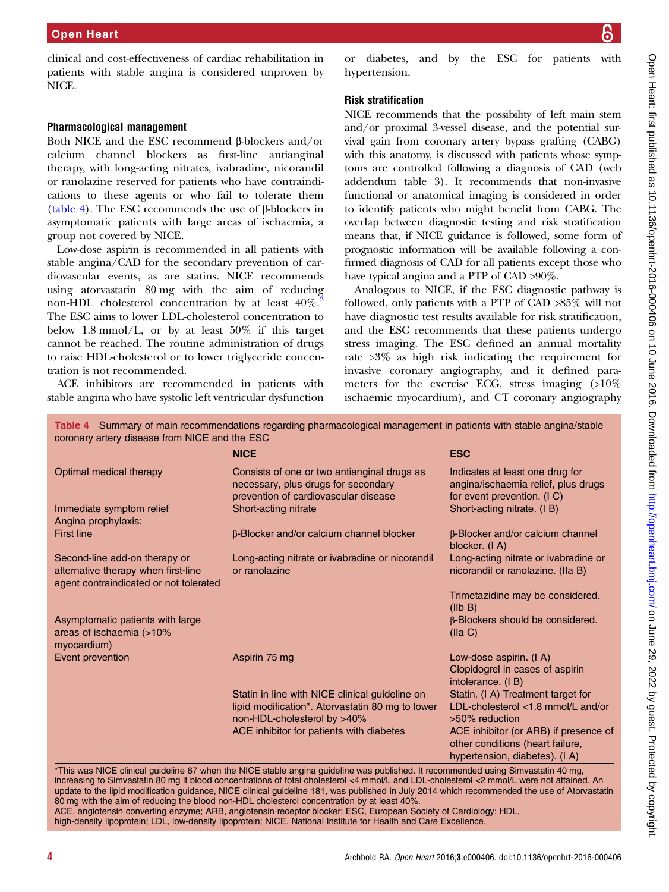clinical and cost-effectiveness of cardiac rehabilitation in patients with stable angina is considered unproven by NICE.

### Pharmacological management

Both NICE and the ESC recommend β-blockers and/or calcium channel blockers as first-line antianginal therapy, with long-acting nitrates, ivabradine, nicorandil or ranolazine reserved for patients who have contraindications to these agents or who fail to tolerate them (table 4). The ESC recommends the use of β-blockers in asymptomatic patients with large areas of ischaemia, a group not covered by NICE.

Low-dose aspirin is recommended in all patients with stable angina/CAD for the secondary prevention of cardiovascular events, as are statins. NICE recommends using atorvastatin 80 mg with the aim of reducing non-HDL cholesterol concentration by at least 40%.[3] The ESC aims to lower LDL-cholesterol concentration to below 1.8 mmol/L, or by at least 50% if this target cannot be reached. The routine administration of drugs to raise HDL-cholesterol or to lower triglyceride concentration is not recommended.

ACE inhibitors are recommended in patients with stable angina who have systolic left ventricular dysfunction or diabetes, and by the ESC for patients with hypertension.

### Risk stratification

NICE recommends that the possibility of left main stem and/or proximal 3-vessel disease, and the potential survival gain from coronary artery bypass grafting (CABG) with this anatomy, is discussed with patients whose symptoms are controlled following a diagnosis of CAD (web addendum table 3). It recommends that non-invasive functional or anatomical imaging is considered in order to identify patients who might benefit from CABG. The overlap between diagnostic testing and risk stratification means that, if NICE guidance is followed, some form of prognostic information will be available following a confirmed diagnosis of CAD for all patients except those who have typical angina and a PTP of CAD >90%.

Analogous to NICE, if the ESC diagnostic pathway is followed, only patients with a PTP of CAD >85% will not have diagnostic test results available for risk stratification, and the ESC recommends that these patients undergo stress imaging. The ESC defined an annual mortality rate >3% as high risk indicating the requirement for invasive coronary angiography, and it defined parameters for the exercise ECG, stress imaging (>10% ischaemic myocardium), and CT coronary angiography

**Table 4** Summary of main recommendations regarding pharmacological management in patients with stable angina/stable coronary artery disease from NICE and the ESC

| | NICE | ESC |
|---|---|---|
| Optimal medical therapy | Consists of one or two antianginal drugs as necessary, plus drugs for secondary prevention of cardiovascular disease | Indicates at least one drug for angina/ischaemia relief, plus drugs for event prevention. (I C) |
| Immediate symptom relief | Short-acting nitrate | Short-acting nitrate. (I B) |
| Angina prophylaxis: | | |
| First line | β-Blocker and/or calcium channel blocker | β-Blocker and/or calcium channel blocker. (I A) |
| Second-line add-on therapy or alternative therapy when first-line agent contraindicated or not tolerated | Long-acting nitrate or ivabradine or nicorandil or ranolazine | Long-acting nitrate or ivabradine or nicorandil or ranolazine. (IIa B) |
| | | Trimetazidine may be considered. (IIb B) |
| Asymptomatic patients with large areas of ischaemia (>10% myocardium) | | β-Blockers should be considered. (IIa C) |
| Event prevention | Aspirin 75 mg | Low-dose aspirin. (I A) Clopidogrel in cases of aspirin intolerance. (I B) |
| | Statin in line with NICE clinical guideline on lipid modification*. Atorvastatin 80 mg to lower non-HDL-cholesterol by >40% | Statin. (I A) Treatment target for LDL-cholesterol <1.8 mmol/L and/or >50% reduction |
| | ACE inhibitor for patients with diabetes | ACE inhibitor (or ARB) if presence of other conditions (heart failure, hypertension, diabetes). (I A) |

*This was NICE clinical guideline 67 when the NICE stable angina guideline was published. It recommended using Simvastatin 40 mg, increasing to Simvastatin 80 mg if blood concentrations of total cholesterol <4 mmol/L and LDL-cholesterol <2 mmol/L were not attained. An update to the lipid modification guidance, NICE clinical guideline 181, was published in July 2014 which recommended the use of Atorvastatin 80 mg with the aim of reducing the blood non-HDL cholesterol concentration by at least 40%.
ACE, angiotensin converting enzyme; ARB, angiotensin receptor blocker; ESC, European Society of Cardiology; HDL, high-density lipoprotein; LDL, low-density lipoprotein; NICE, National Institute for Health and Care Excellence.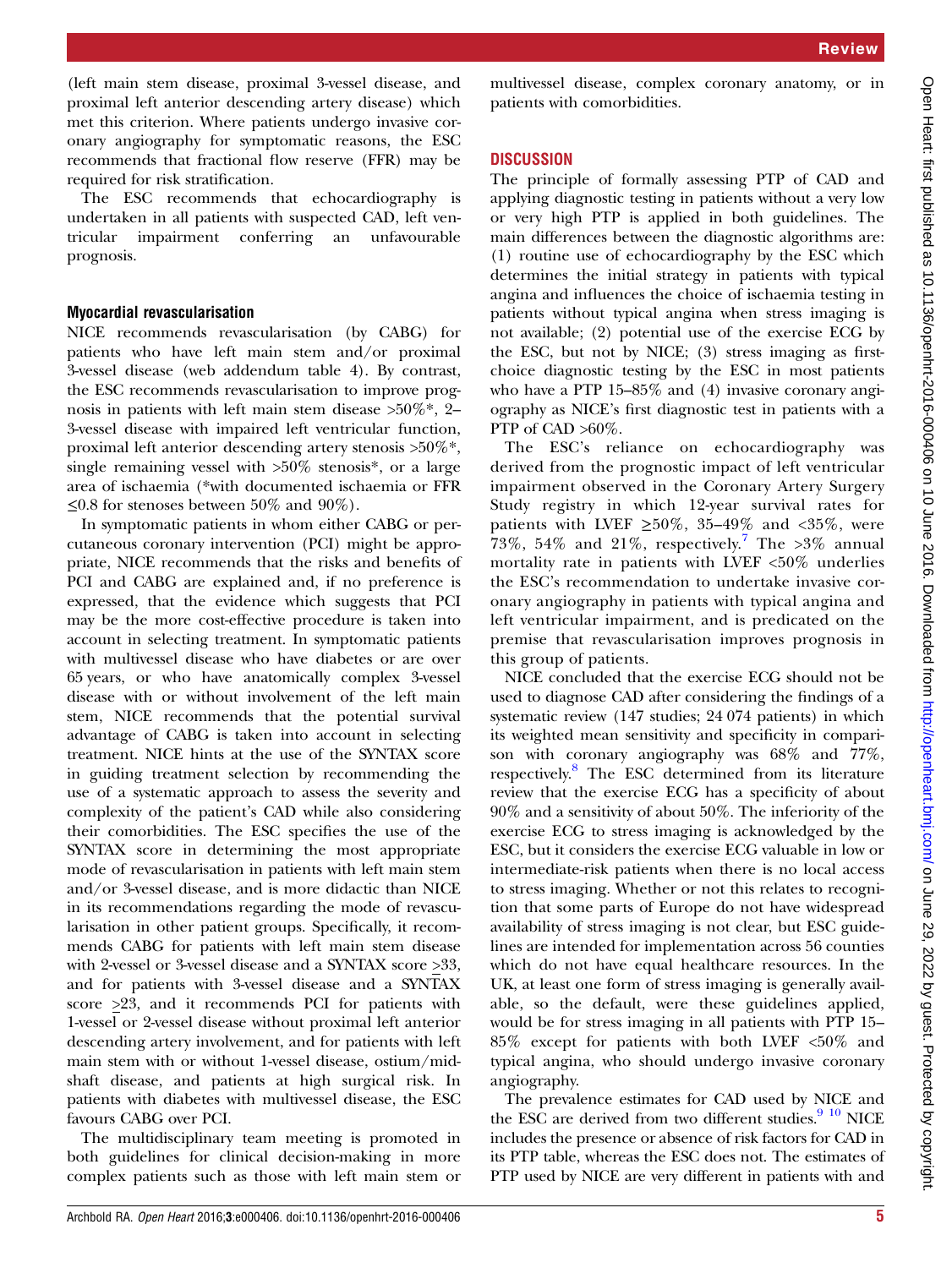(left main stem disease, proximal 3-vessel disease, and proximal left anterior descending artery disease) which met this criterion. Where patients undergo invasive coronary angiography for symptomatic reasons, the ESC recommends that fractional flow reserve (FFR) may be required for risk stratification.

The ESC recommends that echocardiography is undertaken in all patients with suspected CAD, left ventricular impairment conferring an unfavourable prognosis.

### Myocardial revascularisation

NICE recommends revascularisation (by CABG) for patients who have left main stem and/or proximal 3-vessel disease (web addendum table 4). By contrast, the ESC recommends revascularisation to improve prognosis in patients with left main stem disease >50%*, 2–3-vessel disease with impaired left ventricular function, proximal left anterior descending artery stenosis >50%*, single remaining vessel with >50% stenosis*, or a large area of ischaemia (*with documented ischaemia or FFR ≤0.8 for stenoses between 50% and 90%).

In symptomatic patients in whom either CABG or percutaneous coronary intervention (PCI) might be appropriate, NICE recommends that the risks and benefits of PCI and CABG are explained and, if no preference is expressed, that the evidence which suggests that PCI may be the more cost-effective procedure is taken into account in selecting treatment. In symptomatic patients with multivessel disease who have diabetes or are over 65 years, or who have anatomically complex 3-vessel disease with or without involvement of the left main stem, NICE recommends that the potential survival advantage of CABG is taken into account in selecting treatment. NICE hints at the use of the SYNTAX score in guiding treatment selection by recommending the use of a systematic approach to assess the severity and complexity of the patient's CAD while also considering their comorbidities. The ESC specifies the use of the SYNTAX score in determining the most appropriate mode of revascularisation in patients with left main stem and/or 3-vessel disease, and is more didactic than NICE in its recommendations regarding the mode of revascularisation in other patient groups. Specifically, it recommends CABG for patients with left main stem disease with 2-vessel or 3-vessel disease and a SYNTAX score ≥33, and for patients with 3-vessel disease and a SYNTAX score ≥23, and it recommends PCI for patients with 1-vessel or 2-vessel disease without proximal left anterior descending artery involvement, and for patients with left main stem with or without 1-vessel disease, ostium/mid-shaft disease, and patients at high surgical risk. In patients with diabetes with multivessel disease, the ESC favours CABG over PCI.

The multidisciplinary team meeting is promoted in both guidelines for clinical decision-making in more complex patients such as those with left main stem or multivessel disease, complex coronary anatomy, or in patients with comorbidities.

## DISCUSSION

The principle of formally assessing PTP of CAD and applying diagnostic testing in patients without a very low or very high PTP is applied in both guidelines. The main differences between the diagnostic algorithms are: (1) routine use of echocardiography by the ESC which determines the initial strategy in patients with typical angina and influences the choice of ischaemia testing in patients without typical angina when stress imaging is not available; (2) potential use of the exercise ECG by the ESC, but not by NICE; (3) stress imaging as first-choice diagnostic testing by the ESC in most patients who have a PTP 15–85% and (4) invasive coronary angiography as NICE's first diagnostic test in patients with a PTP of CAD >60%.

The ESC's reliance on echocardiography was derived from the prognostic impact of left ventricular impairment observed in the Coronary Artery Surgery Study registry in which 12-year survival rates for patients with LVEF ≥50%, 35–49% and <35%, were 73%, 54% and 21%, respectively.[7] The >3% annual mortality rate in patients with LVEF <50% underlies the ESC's recommendation to undertake invasive coronary angiography in patients with typical angina and left ventricular impairment, and is predicated on the premise that revascularisation improves prognosis in this group of patients.

NICE concluded that the exercise ECG should not be used to diagnose CAD after considering the findings of a systematic review (147 studies; 24 074 patients) in which its weighted mean sensitivity and specificity in comparison with coronary angiography was 68% and 77%, respectively.[8] The ESC determined from its literature review that the exercise ECG has a specificity of about 90% and a sensitivity of about 50%. The inferiority of the exercise ECG to stress imaging is acknowledged by the ESC, but it considers the exercise ECG valuable in low or intermediate-risk patients when there is no local access to stress imaging. Whether or not this relates to recognition that some parts of Europe do not have widespread availability of stress imaging is not clear, but ESC guidelines are intended for implementation across 56 counties which do not have equal healthcare resources. In the UK, at least one form of stress imaging is generally available, so the default, were these guidelines applied, would be for stress imaging in all patients with PTP 15–85% except for patients with both LVEF <50% and typical angina, who should undergo invasive coronary angiography.

The prevalence estimates for CAD used by NICE and the ESC are derived from two different studies.[9,10] NICE includes the presence or absence of risk factors for CAD in its PTP table, whereas the ESC does not. The estimates of PTP used by NICE are very different in patients with and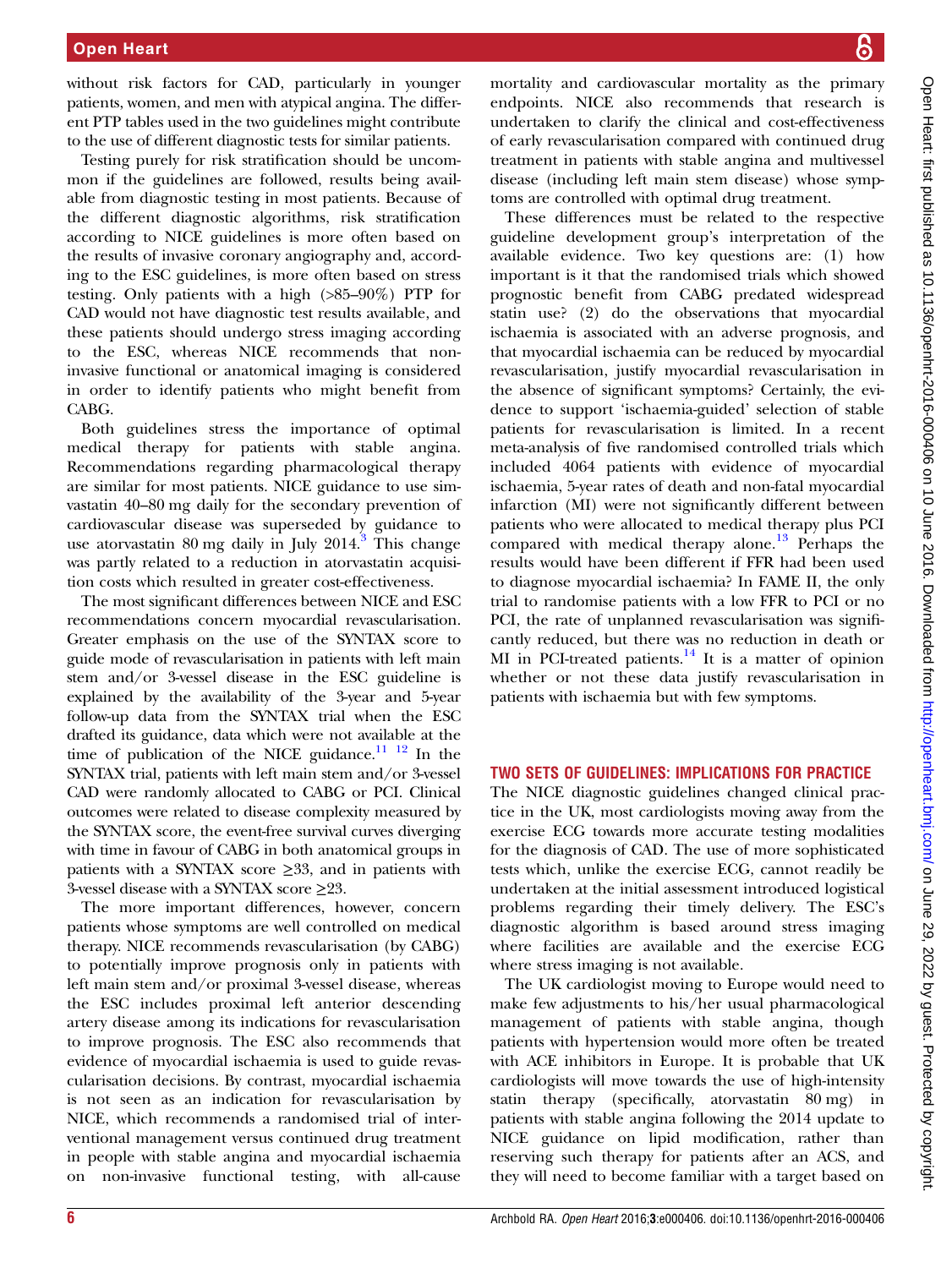without risk factors for CAD, particularly in younger patients, women, and men with atypical angina. The different PTP tables used in the two guidelines might contribute to the use of different diagnostic tests for similar patients.

Testing purely for risk stratification should be uncommon if the guidelines are followed, results being available from diagnostic testing in most patients. Because of the different diagnostic algorithms, risk stratification according to NICE guidelines is more often based on the results of invasive coronary angiography and, according to the ESC guidelines, is more often based on stress testing. Only patients with a high (>85–90%) PTP for CAD would not have diagnostic test results available, and these patients should undergo stress imaging according to the ESC, whereas NICE recommends that non-invasive functional or anatomical imaging is considered in order to identify patients who might benefit from CABG.

Both guidelines stress the importance of optimal medical therapy for patients with stable angina. Recommendations regarding pharmacological therapy are similar for most patients. NICE guidance to use simvastatin 40–80 mg daily for the secondary prevention of cardiovascular disease was superseded by guidance to use atorvastatin 80 mg daily in July 2014.[3] This change was partly related to a reduction in atorvastatin acquisition costs which resulted in greater cost-effectiveness.

The most significant differences between NICE and ESC recommendations concern myocardial revascularisation. Greater emphasis on the use of the SYNTAX score to guide mode of revascularisation in patients with left main stem and/or 3-vessel disease in the ESC guideline is explained by the availability of the 3-year and 5-year follow-up data from the SYNTAX trial when the ESC drafted its guidance, data which were not available at the time of publication of the NICE guidance.[11 12] In the SYNTAX trial, patients with left main stem and/or 3-vessel CAD were randomly allocated to CABG or PCI. Clinical outcomes were related to disease complexity measured by the SYNTAX score, the event-free survival curves diverging with time in favour of CABG in both anatomical groups in patients with a SYNTAX score ≥33, and in patients with 3-vessel disease with a SYNTAX score ≥23.

The more important differences, however, concern patients whose symptoms are well controlled on medical therapy. NICE recommends revascularisation (by CABG) to potentially improve prognosis only in patients with left main stem and/or proximal 3-vessel disease, whereas the ESC includes proximal left anterior descending artery disease among its indications for revascularisation to improve prognosis. The ESC also recommends that evidence of myocardial ischaemia is used to guide revascularisation decisions. By contrast, myocardial ischaemia is not seen as an indication for revascularisation by NICE, which recommends a randomised trial of interventional management versus continued drug treatment in people with stable angina and myocardial ischaemia on non-invasive functional testing, with all-cause mortality and cardiovascular mortality as the primary endpoints. NICE also recommends that research is undertaken to clarify the clinical and cost-effectiveness of early revascularisation compared with continued drug treatment in patients with stable angina and multivessel disease (including left main stem disease) whose symptoms are controlled with optimal drug treatment.

These differences must be related to the respective guideline development group's interpretation of the available evidence. Two key questions are: (1) how important is it that the randomised trials which showed prognostic benefit from CABG predated widespread statin use? (2) do the observations that myocardial ischaemia is associated with an adverse prognosis, and that myocardial ischaemia can be reduced by myocardial revascularisation, justify myocardial revascularisation in the absence of significant symptoms? Certainly, the evidence to support 'ischaemia-guided' selection of stable patients for revascularisation is limited. In a recent meta-analysis of five randomised controlled trials which included 4064 patients with evidence of myocardial ischaemia, 5-year rates of death and non-fatal myocardial infarction (MI) were not significantly different between patients who were allocated to medical therapy plus PCI compared with medical therapy alone.[13] Perhaps the results would have been different if FFR had been used to diagnose myocardial ischaemia? In FAME II, the only trial to randomise patients with a low FFR to PCI or no PCI, the rate of unplanned revascularisation was significantly reduced, but there was no reduction in death or MI in PCI-treated patients.[14] It is a matter of opinion whether or not these data justify revascularisation in patients with ischaemia but with few symptoms.

## TWO SETS OF GUIDELINES: IMPLICATIONS FOR PRACTICE

The NICE diagnostic guidelines changed clinical practice in the UK, most cardiologists moving away from the exercise ECG towards more accurate testing modalities for the diagnosis of CAD. The use of more sophisticated tests which, unlike the exercise ECG, cannot readily be undertaken at the initial assessment introduced logistical problems regarding their timely delivery. The ESC's diagnostic algorithm is based around stress imaging where facilities are available and the exercise ECG where stress imaging is not available.

The UK cardiologist moving to Europe would need to make few adjustments to his/her usual pharmacological management of patients with stable angina, though patients with hypertension would more often be treated with ACE inhibitors in Europe. It is probable that UK cardiologists will move towards the use of high-intensity statin therapy (specifically, atorvastatin 80 mg) in patients with stable angina following the 2014 update to NICE guidance on lipid modification, rather than reserving such therapy for patients after an ACS, and they will need to become familiar with a target based on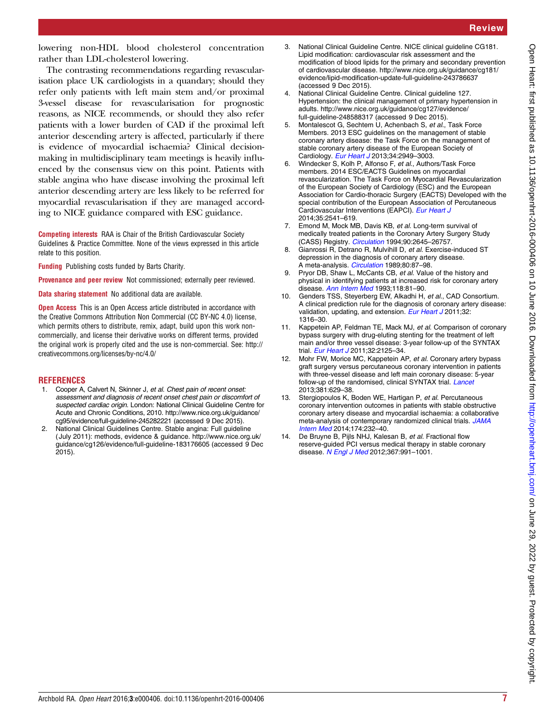lowering non-HDL blood cholesterol concentration rather than LDL-cholesterol lowering.

The contrasting recommendations regarding revascularisation place UK cardiologists in a quandary; should they refer only patients with left main stem and/or proximal 3-vessel disease for revascularisation for prognostic reasons, as NICE recommends, or should they also refer patients with a lower burden of CAD if the proximal left anterior descending artery is affected, particularly if there is evidence of myocardial ischaemia? Clinical decision-making in multidisciplinary team meetings is heavily influenced by the consensus view on this point. Patients with stable angina who have disease involving the proximal left anterior descending artery are less likely to be referred for myocardial revascularisation if they are managed according to NICE guidance compared with ESC guidance.

**Competing interests** RAA is Chair of the British Cardiovascular Society Guidelines & Practice Committee. None of the views expressed in this article relate to this position.

**Funding** Publishing costs funded by Barts Charity.

**Provenance and peer review** Not commissioned; externally peer reviewed.

**Data sharing statement** No additional data are available.

**Open Access** This is an Open Access article distributed in accordance with the Creative Commons Attribution Non Commercial (CC BY-NC 4.0) license, which permits others to distribute, remix, adapt, build upon this work non-commercially, and license their derivative works on different terms, provided the original work is properly cited and the use is non-commercial. See: http://creativecommons.org/licenses/by-nc/4.0/

## REFERENCES

1. Cooper A, Calvert N, Skinner J, *et al. Chest pain of recent onset: assessment and diagnosis of recent onset chest pain or discomfort of suspected cardiac origin*. London: National Clinical Guideline Centre for Acute and Chronic Conditions, 2010. http://www.nice.org.uk/guidance/cg95/evidence/full-guideline-245282221 (accessed 9 Dec 2015).
2. National Clinical Guidelines Centre. Stable angina: Full guideline (July 2011): methods, evidence & guidance. http://www.nice.org.uk/guidance/cg126/evidence/full-guideline-183176605 (accessed 9 Dec 2015).
3. National Clinical Guideline Centre. NICE clinical guideline CG181. Lipid modification: cardiovascular risk assessment and the modification of blood lipids for the primary and secondary prevention of cardiovascular disease. http://www.nice.org.uk/guidance/cg181/evidence/lipid-modification-update-full-guideline-243786637 (accessed 9 Dec 2015).
4. National Clinical Guideline Centre. Clinical guideline 127. Hypertension: the clinical management of primary hypertension in adults. http://www.nice.org.uk/guidance/cg127/evidence/full-guideline-248588317 (accessed 9 Dec 2015).
5. Montalescot G, Sechtem U, Achenbach S, *et al*., Task Force Members. 2013 ESC guidelines on the management of stable coronary artery disease: the Task Force on the management of stable coronary artery disease of the European Society of Cardiology. *Eur Heart J* 2013;34:2949–3003.
6. Windecker S, Kolh P, Alfonso F, *et al*., Authors/Task Force members. 2014 ESC/EACTS Guidelines on myocardial revascularization. The Task Force on Myocardial Revascularization of the European Society of Cardiology (ESC) and the European Association for Cardio-thoracic Surgery (EACTS) Developed with the special contribution of the European Association of Percutaneous Cardiovascular Interventions (EAPCI). *Eur Heart J* 2014;35:2541–619.
7. Emond M, Mock MB, Davis KB, *et al*. Long-term survival of medically treated patients in the Coronary Artery Surgery Study (CASS) Registry. *Circulation* 1994;90:2645–26757.
8. Gianrossi R, Detrano R, Mulvihill D, *et al*. Exercise-induced ST depression in the diagnosis of coronary artery disease. A meta-analysis. *Circulation* 1989;80:87–98.
9. Pryor DB, Shaw L, McCants CB, *et al*. Value of the history and physical in identifying patients at increased risk for coronary artery disease. *Ann Intern Med* 1993;118:81–90.
10. Genders TSS, Steyerberg EW, Alkadhi H, *et al*., CAD Consortium. A clinical prediction rule for the diagnosis of coronary artery disease: validation, updating, and extension. *Eur Heart J* 2011;32:1316–30.
11. Kappetein AP, Feldman TE, Mack MJ, *et al*. Comparison of coronary bypass surgery with drug-eluting stenting for the treatment of left main and/or three vessel disease: 3-year follow-up of the SYNTAX trial. *Eur Heart J* 2011;32:2125–34.
12. Mohr FW, Morice MC, Kappetein AP, *et al*. Coronary artery bypass graft surgery versus percutaneous coronary intervention in patients with three-vessel disease and left main coronary disease: 5-year follow-up of the randomised, clinical SYNTAX trial. *Lancet* 2013;381:629–38.
13. Stergiopoulos K, Boden WE, Hartigan P, *et al*. Percutaneous coronary intervention outcomes in patients with stable obstructive coronary artery disease and myocardial ischaemia: a collaborative meta-analysis of contemporary randomized clinical trials. *JAMA Intern Med* 2014;174:232–40.
14. De Bruyne B, Pijls NHJ, Kalesan B, *et al*. Fractional flow reserve-guided PCI versus medical therapy in stable coronary disease. *N Engl J Med* 2012;367:991–1001.